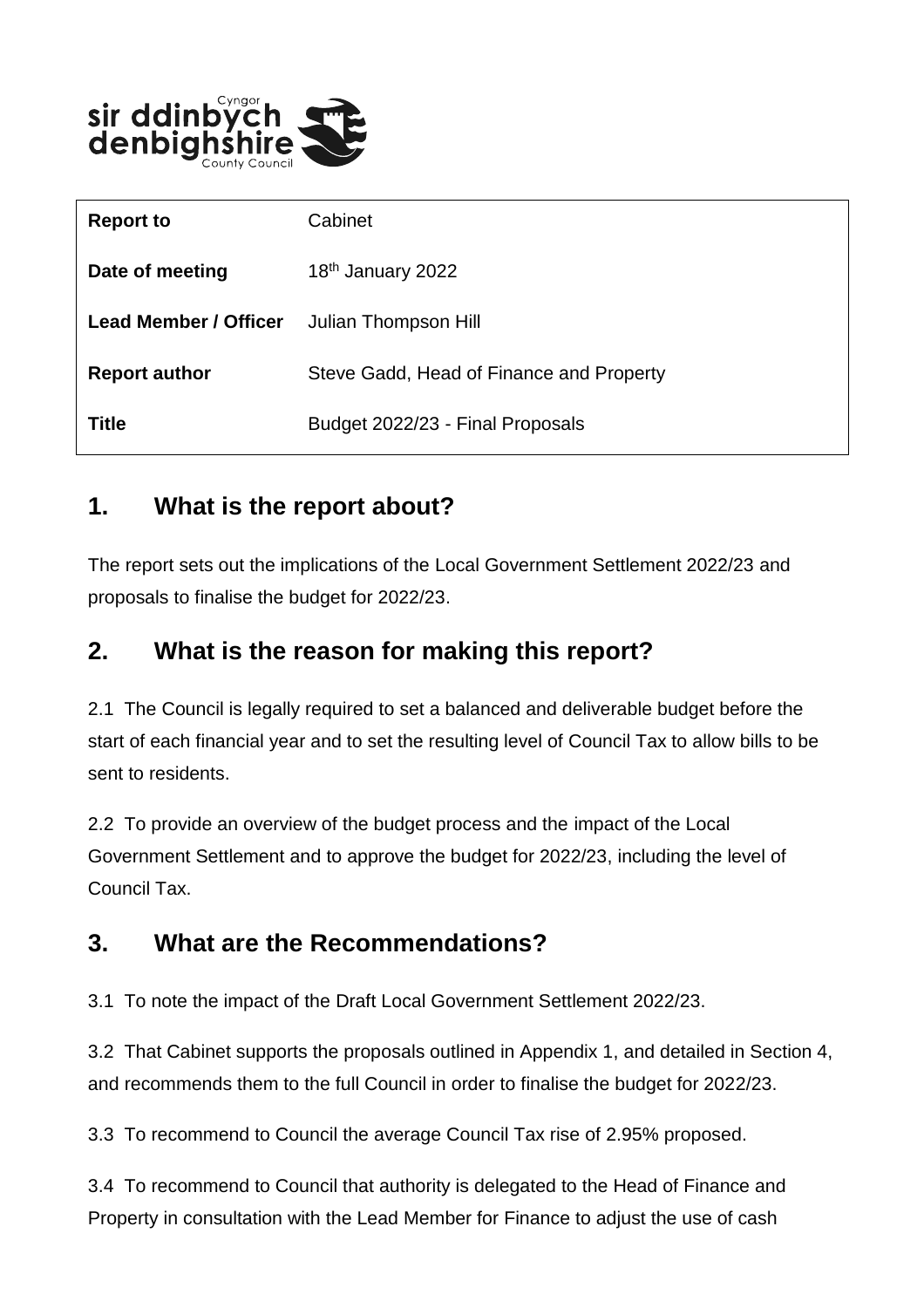| **Report to** | Cabinet |
|---|---|
| **Date of meeting** | 18th January 2022 |
| **Lead Member / Officer** | Julian Thompson Hill |
| **Report author** | Steve Gadd, Head of Finance and Property |
| **Title** | Budget 2022/23 - Final Proposals |

## 1. What is the report about?

The report sets out the implications of the Local Government Settlement 2022/23 and proposals to finalise the budget for 2022/23.

## 2. What is the reason for making this report?

2.1 The Council is legally required to set a balanced and deliverable budget before the start of each financial year and to set the resulting level of Council Tax to allow bills to be sent to residents.

2.2 To provide an overview of the budget process and the impact of the Local Government Settlement and to approve the budget for 2022/23, including the level of Council Tax.

## 3. What are the Recommendations?

3.1 To note the impact of the Draft Local Government Settlement 2022/23.

3.2 That Cabinet supports the proposals outlined in Appendix 1, and detailed in Section 4, and recommends them to the full Council in order to finalise the budget for 2022/23.

3.3 To recommend to Council the average Council Tax rise of 2.95% proposed.

3.4 To recommend to Council that authority is delegated to the Head of Finance and Property in consultation with the Lead Member for Finance to adjust the use of cash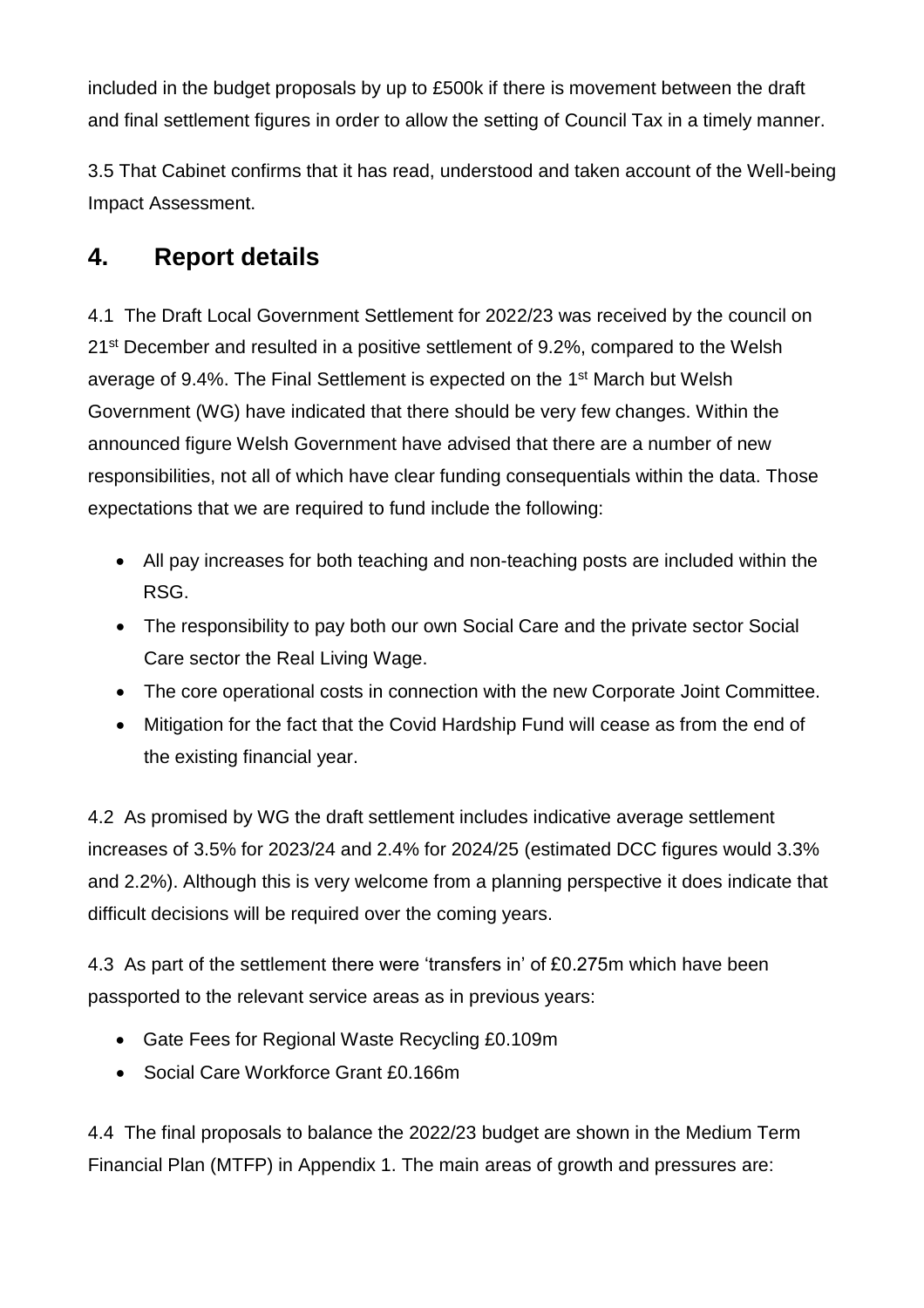included in the budget proposals by up to £500k if there is movement between the draft and final settlement figures in order to allow the setting of Council Tax in a timely manner.

3.5 That Cabinet confirms that it has read, understood and taken account of the Well-being Impact Assessment.

## 4. Report details

4.1 The Draft Local Government Settlement for 2022/23 was received by the council on 21st December and resulted in a positive settlement of 9.2%, compared to the Welsh average of 9.4%. The Final Settlement is expected on the 1st March but Welsh Government (WG) have indicated that there should be very few changes. Within the announced figure Welsh Government have advised that there are a number of new responsibilities, not all of which have clear funding consequentials within the data. Those expectations that we are required to fund include the following:

- All pay increases for both teaching and non-teaching posts are included within the RSG.
- The responsibility to pay both our own Social Care and the private sector Social Care sector the Real Living Wage.
- The core operational costs in connection with the new Corporate Joint Committee.
- Mitigation for the fact that the Covid Hardship Fund will cease as from the end of the existing financial year.

4.2 As promised by WG the draft settlement includes indicative average settlement increases of 3.5% for 2023/24 and 2.4% for 2024/25 (estimated DCC figures would 3.3% and 2.2%). Although this is very welcome from a planning perspective it does indicate that difficult decisions will be required over the coming years.

4.3 As part of the settlement there were 'transfers in' of £0.275m which have been passported to the relevant service areas as in previous years:

- Gate Fees for Regional Waste Recycling £0.109m
- Social Care Workforce Grant £0.166m

4.4 The final proposals to balance the 2022/23 budget are shown in the Medium Term Financial Plan (MTFP) in Appendix 1. The main areas of growth and pressures are: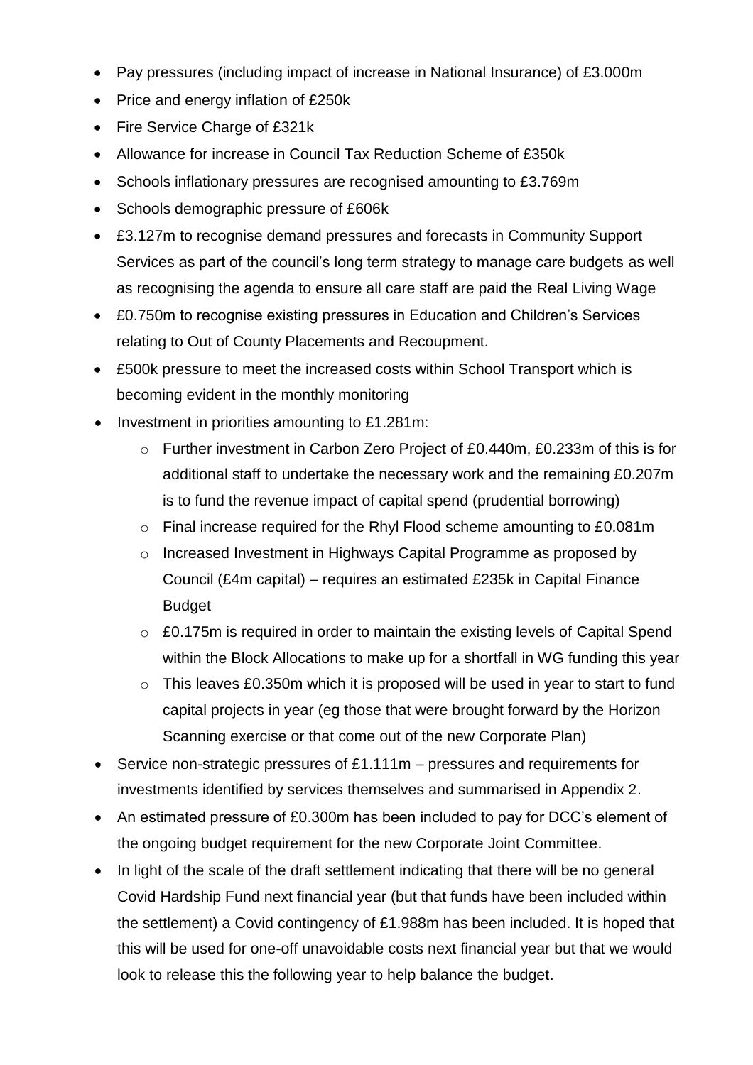- Pay pressures (including impact of increase in National Insurance) of £3.000m
- Price and energy inflation of £250k
- Fire Service Charge of £321k
- Allowance for increase in Council Tax Reduction Scheme of £350k
- Schools inflationary pressures are recognised amounting to £3.769m
- Schools demographic pressure of £606k
- £3.127m to recognise demand pressures and forecasts in Community Support Services as part of the council's long term strategy to manage care budgets as well as recognising the agenda to ensure all care staff are paid the Real Living Wage
- £0.750m to recognise existing pressures in Education and Children's Services relating to Out of County Placements and Recoupment.
- £500k pressure to meet the increased costs within School Transport which is becoming evident in the monthly monitoring
- Investment in priorities amounting to £1.281m:
  - Further investment in Carbon Zero Project of £0.440m, £0.233m of this is for additional staff to undertake the necessary work and the remaining £0.207m is to fund the revenue impact of capital spend (prudential borrowing)
  - Final increase required for the Rhyl Flood scheme amounting to £0.081m
  - Increased Investment in Highways Capital Programme as proposed by Council (£4m capital) – requires an estimated £235k in Capital Finance Budget
  - £0.175m is required in order to maintain the existing levels of Capital Spend within the Block Allocations to make up for a shortfall in WG funding this year
  - This leaves £0.350m which it is proposed will be used in year to start to fund capital projects in year (eg those that were brought forward by the Horizon Scanning exercise or that come out of the new Corporate Plan)
- Service non-strategic pressures of £1.111m – pressures and requirements for investments identified by services themselves and summarised in Appendix 2.
- An estimated pressure of £0.300m has been included to pay for DCC's element of the ongoing budget requirement for the new Corporate Joint Committee.
- In light of the scale of the draft settlement indicating that there will be no general Covid Hardship Fund next financial year (but that funds have been included within the settlement) a Covid contingency of £1.988m has been included. It is hoped that this will be used for one-off unavoidable costs next financial year but that we would look to release this the following year to help balance the budget.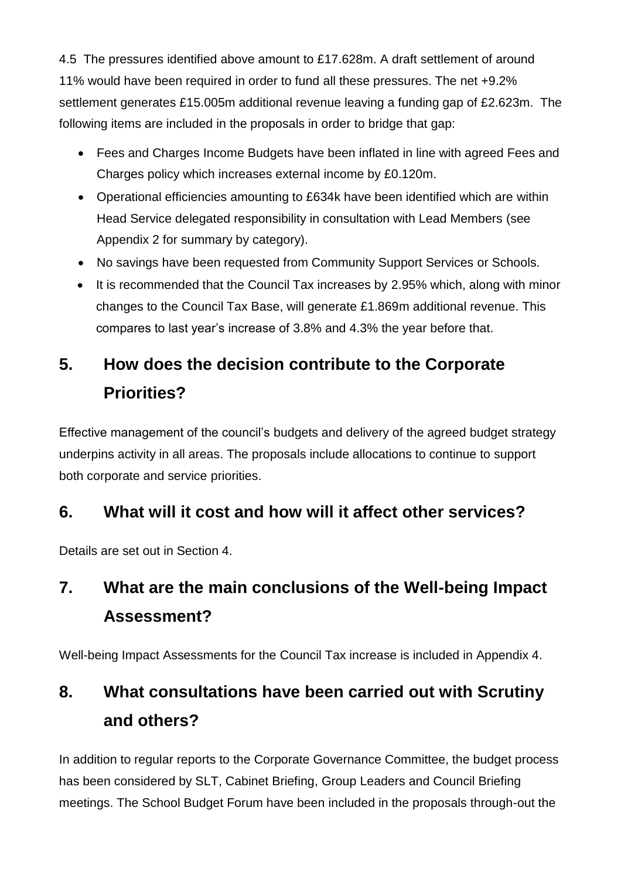4.5 The pressures identified above amount to £17.628m. A draft settlement of around 11% would have been required in order to fund all these pressures. The net +9.2% settlement generates £15.005m additional revenue leaving a funding gap of £2.623m. The following items are included in the proposals in order to bridge that gap:

- Fees and Charges Income Budgets have been inflated in line with agreed Fees and Charges policy which increases external income by £0.120m.
- Operational efficiencies amounting to £634k have been identified which are within Head Service delegated responsibility in consultation with Lead Members (see Appendix 2 for summary by category).
- No savings have been requested from Community Support Services or Schools.
- It is recommended that the Council Tax increases by 2.95% which, along with minor changes to the Council Tax Base, will generate £1.869m additional revenue. This compares to last year's increase of 3.8% and 4.3% the year before that.

## 5. How does the decision contribute to the Corporate Priorities?

Effective management of the council's budgets and delivery of the agreed budget strategy underpins activity in all areas. The proposals include allocations to continue to support both corporate and service priorities.

## 6. What will it cost and how will it affect other services?

Details are set out in Section 4.

## 7. What are the main conclusions of the Well-being Impact Assessment?

Well-being Impact Assessments for the Council Tax increase is included in Appendix 4.

## 8. What consultations have been carried out with Scrutiny and others?

In addition to regular reports to the Corporate Governance Committee, the budget process has been considered by SLT, Cabinet Briefing, Group Leaders and Council Briefing meetings. The School Budget Forum have been included in the proposals through-out the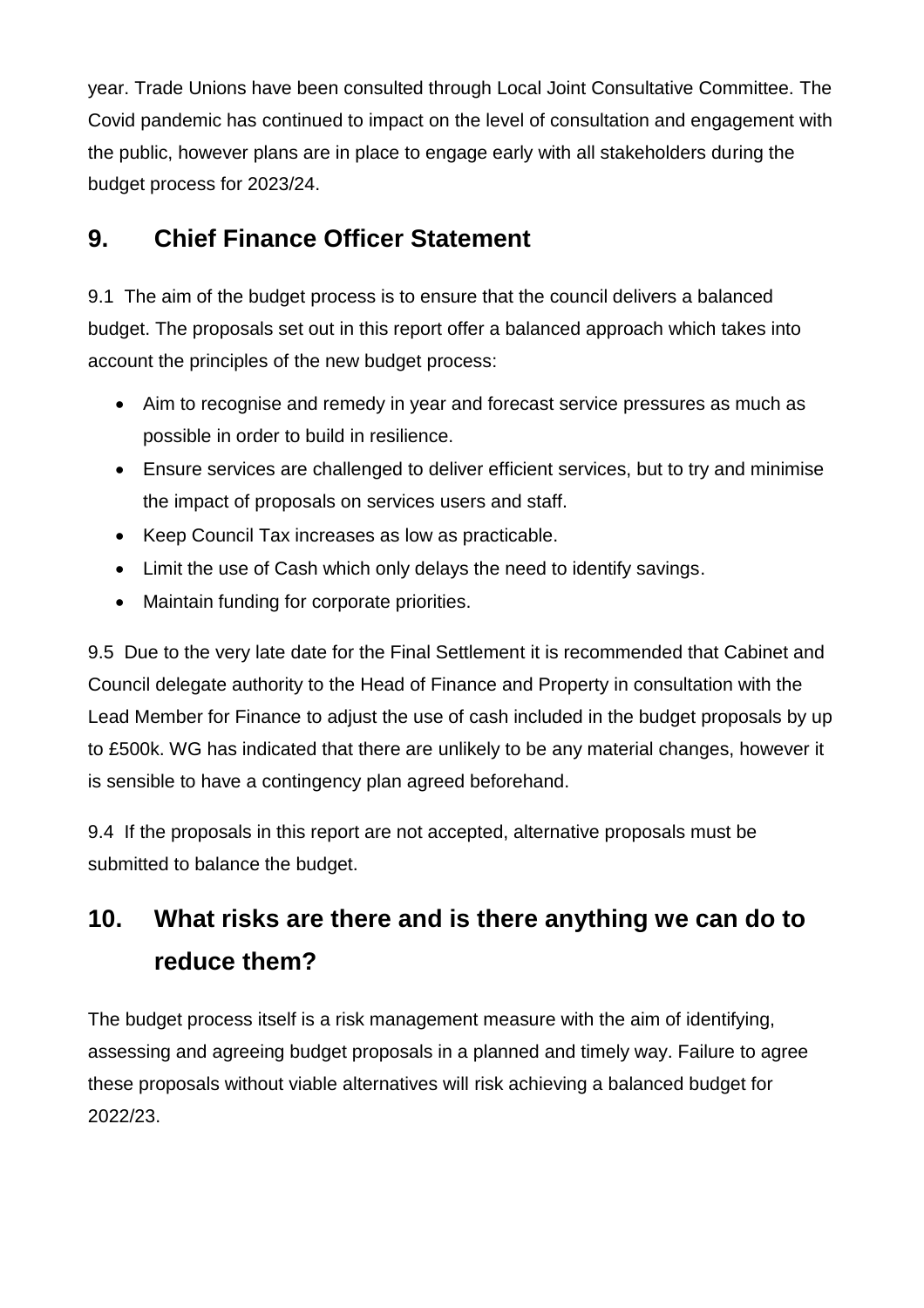year. Trade Unions have been consulted through Local Joint Consultative Committee. The Covid pandemic has continued to impact on the level of consultation and engagement with the public, however plans are in place to engage early with all stakeholders during the budget process for 2023/24.

## 9. Chief Finance Officer Statement

9.1 The aim of the budget process is to ensure that the council delivers a balanced budget. The proposals set out in this report offer a balanced approach which takes into account the principles of the new budget process:

- Aim to recognise and remedy in year and forecast service pressures as much as possible in order to build in resilience.
- Ensure services are challenged to deliver efficient services, but to try and minimise the impact of proposals on services users and staff.
- Keep Council Tax increases as low as practicable.
- Limit the use of Cash which only delays the need to identify savings.
- Maintain funding for corporate priorities.

9.5 Due to the very late date for the Final Settlement it is recommended that Cabinet and Council delegate authority to the Head of Finance and Property in consultation with the Lead Member for Finance to adjust the use of cash included in the budget proposals by up to £500k. WG has indicated that there are unlikely to be any material changes, however it is sensible to have a contingency plan agreed beforehand.

9.4 If the proposals in this report are not accepted, alternative proposals must be submitted to balance the budget.

## 10. What risks are there and is there anything we can do to reduce them?

The budget process itself is a risk management measure with the aim of identifying, assessing and agreeing budget proposals in a planned and timely way. Failure to agree these proposals without viable alternatives will risk achieving a balanced budget for 2022/23.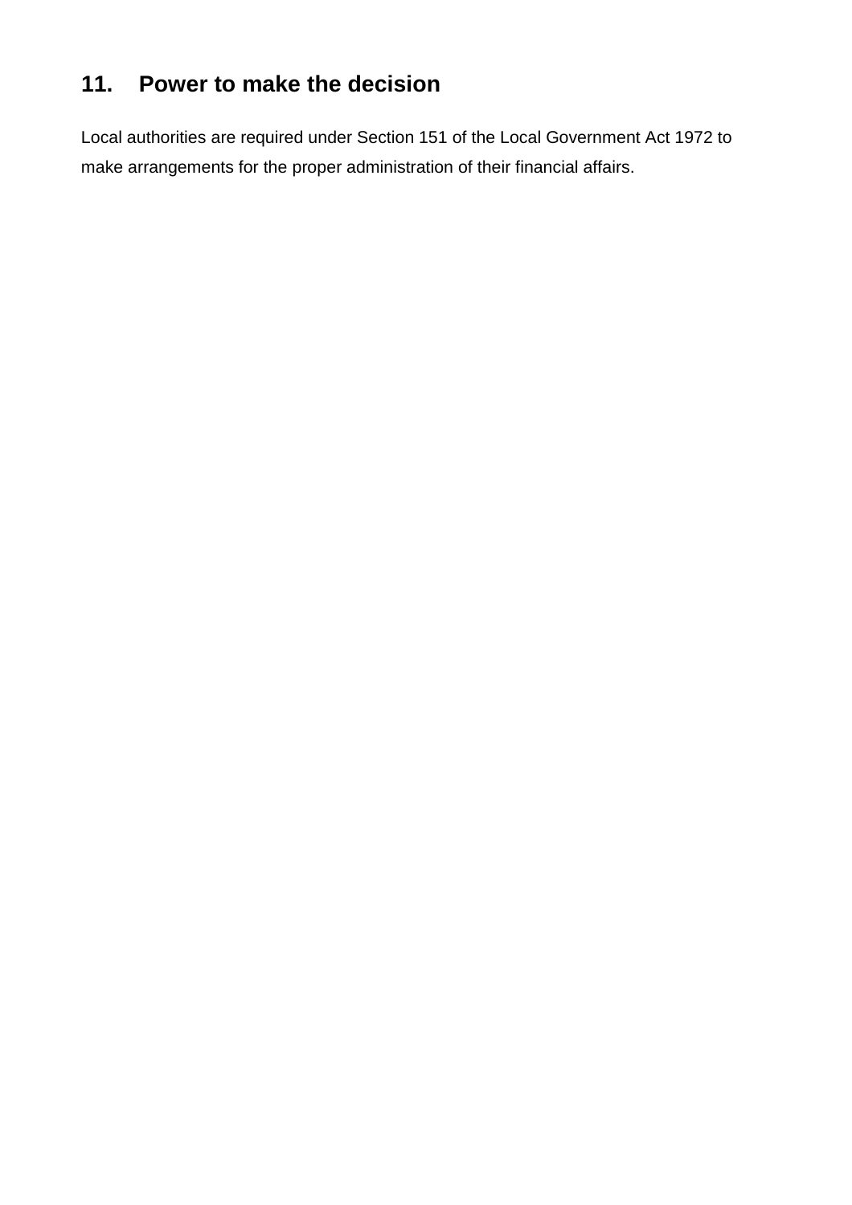## 11. Power to make the decision

Local authorities are required under Section 151 of the Local Government Act 1972 to make arrangements for the proper administration of their financial affairs.